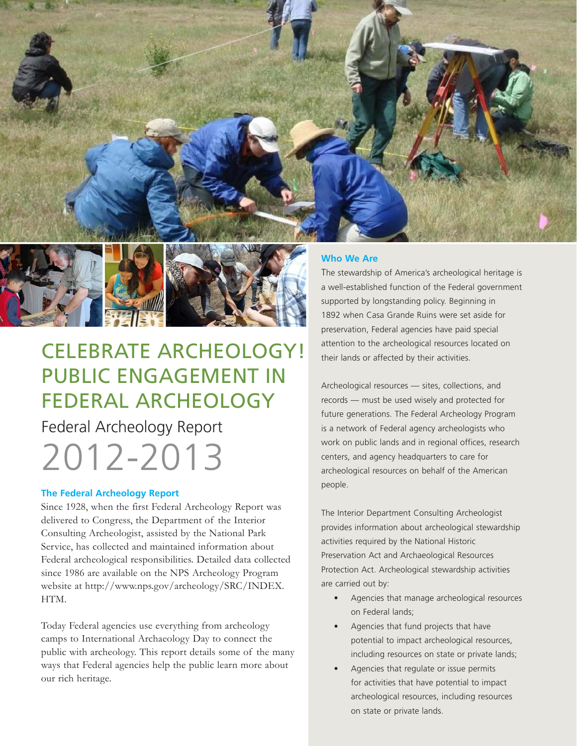# CELEBRATE ARCHEOLOGY! PUBLIC ENGAGEMENT IN FEDERAL ARCHEOLOGY

## Federal Archeology Report 2012-2013

### The Federal Archeology Report

Since 1928, when the first Federal Archeology Report was delivered to Congress, the Department of the Interior Consulting Archeologist, assisted by the National Park Service, has collected and maintained information about Federal archeological responsibilities. Detailed data collected since 1986 are available on the NPS Archeology Program website at http://www.nps.gov/archeology/SRC/INDEX.HTM.

Today Federal agencies use everything from archeology camps to International Archaeology Day to connect the public with archeology. This report details some of the many ways that Federal agencies help the public learn more about our rich heritage.

### Who We Are

The stewardship of America's archeological heritage is a well-established function of the Federal government supported by longstanding policy. Beginning in 1892 when Casa Grande Ruins were set aside for preservation, Federal agencies have paid special attention to the archeological resources located on their lands or affected by their activities.

Archeological resources — sites, collections, and records — must be used wisely and protected for future generations. The Federal Archeology Program is a network of Federal agency archeologists who work on public lands and in regional offices, research centers, and agency headquarters to care for archeological resources on behalf of the American people.

The Interior Department Consulting Archeologist provides information about archeological stewardship activities required by the National Historic Preservation Act and Archaeological Resources Protection Act. Archeological stewardship activities are carried out by:

- Agencies that manage archeological resources on Federal lands;
- Agencies that fund projects that have potential to impact archeological resources, including resources on state or private lands;
- Agencies that regulate or issue permits for activities that have potential to impact archeological resources, including resources on state or private lands.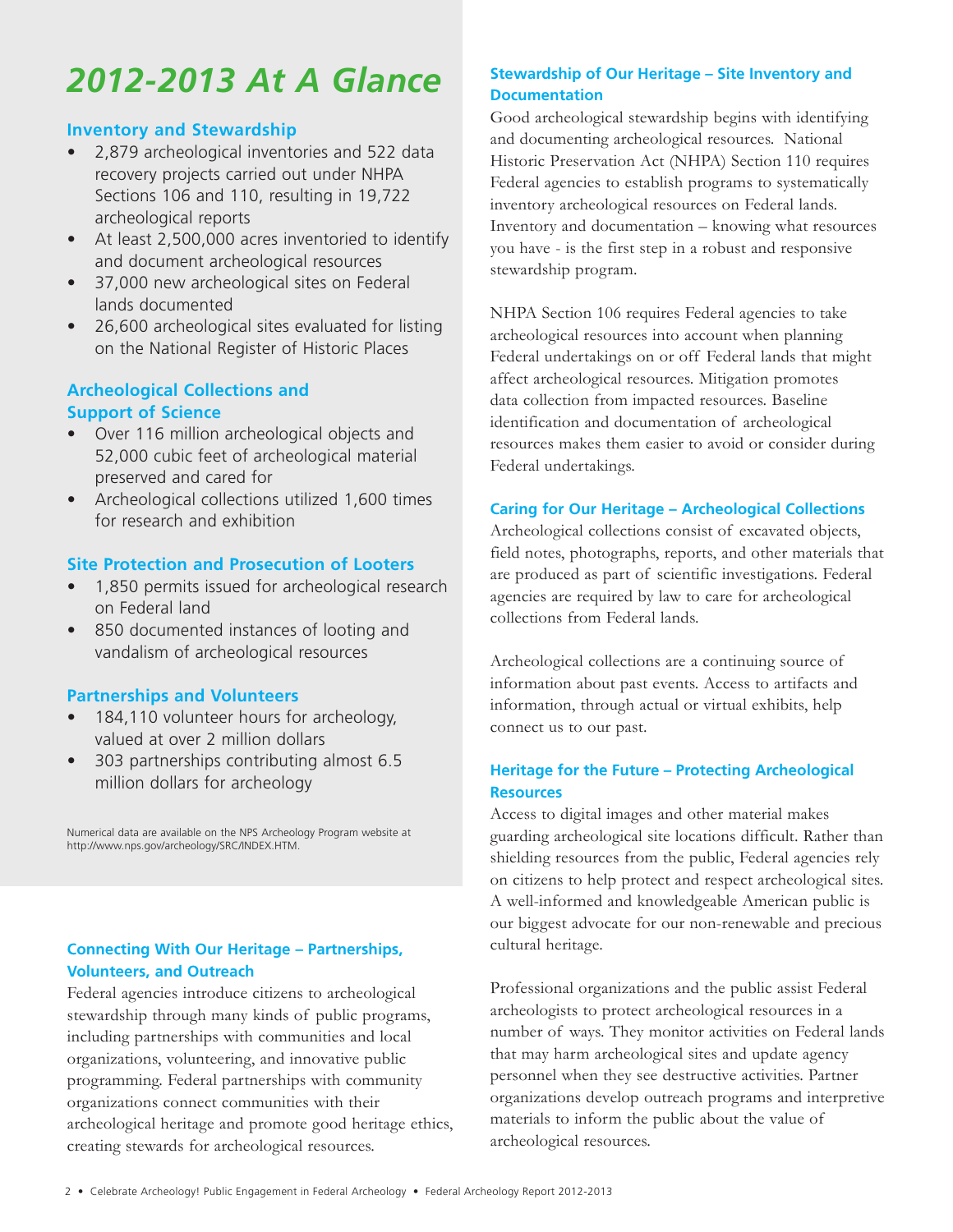# 2012-2013 At A Glance

## Inventory and Stewardship

- 2,879 archeological inventories and 522 data recovery projects carried out under NHPA Sections 106 and 110, resulting in 19,722 archeological reports
- At least 2,500,000 acres inventoried to identify and document archeological resources
- 37,000 new archeological sites on Federal lands documented
- 26,600 archeological sites evaluated for listing on the National Register of Historic Places

## Archeological Collections and Support of Science

- Over 116 million archeological objects and 52,000 cubic feet of archeological material preserved and cared for
- Archeological collections utilized 1,600 times for research and exhibition

## Site Protection and Prosecution of Looters

- 1,850 permits issued for archeological research on Federal land
- 850 documented instances of looting and vandalism of archeological resources

## Partnerships and Volunteers

- 184,110 volunteer hours for archeology, valued at over 2 million dollars
- 303 partnerships contributing almost 6.5 million dollars for archeology

Numerical data are available on the NPS Archeology Program website at http://www.nps.gov/archeology/SRC/INDEX.HTM.

## Connecting With Our Heritage – Partnerships, Volunteers, and Outreach

Federal agencies introduce citizens to archeological stewardship through many kinds of public programs, including partnerships with communities and local organizations, volunteering, and innovative public programming. Federal partnerships with community organizations connect communities with their archeological heritage and promote good heritage ethics, creating stewards for archeological resources.

## Stewardship of Our Heritage – Site Inventory and Documentation

Good archeological stewardship begins with identifying and documenting archeological resources. National Historic Preservation Act (NHPA) Section 110 requires Federal agencies to establish programs to systematically inventory archeological resources on Federal lands. Inventory and documentation – knowing what resources you have - is the first step in a robust and responsive stewardship program.

NHPA Section 106 requires Federal agencies to take archeological resources into account when planning Federal undertakings on or off Federal lands that might affect archeological resources. Mitigation promotes data collection from impacted resources. Baseline identification and documentation of archeological resources makes them easier to avoid or consider during Federal undertakings.

## Caring for Our Heritage – Archeological Collections

Archeological collections consist of excavated objects, field notes, photographs, reports, and other materials that are produced as part of scientific investigations. Federal agencies are required by law to care for archeological collections from Federal lands.

Archeological collections are a continuing source of information about past events. Access to artifacts and information, through actual or virtual exhibits, help connect us to our past.

## Heritage for the Future – Protecting Archeological Resources

Access to digital images and other material makes guarding archeological site locations difficult. Rather than shielding resources from the public, Federal agencies rely on citizens to help protect and respect archeological sites. A well-informed and knowledgeable American public is our biggest advocate for our non-renewable and precious cultural heritage.

Professional organizations and the public assist Federal archeologists to protect archeological resources in a number of ways. They monitor activities on Federal lands that may harm archeological sites and update agency personnel when they see destructive activities. Partner organizations develop outreach programs and interpretive materials to inform the public about the value of archeological resources.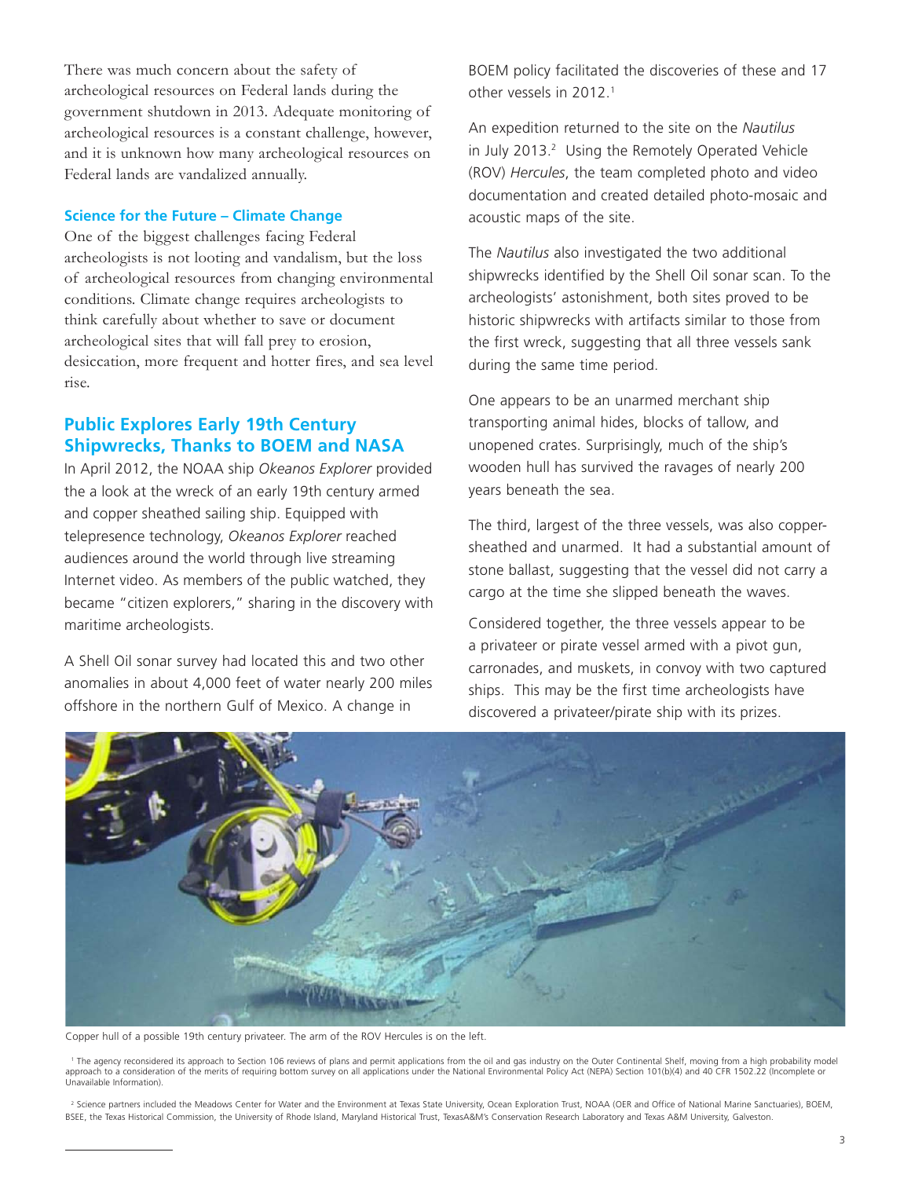There was much concern about the safety of archeological resources on Federal lands during the government shutdown in 2013. Adequate monitoring of archeological resources is a constant challenge, however, and it is unknown how many archeological resources on Federal lands are vandalized annually.

### Science for the Future – Climate Change

One of the biggest challenges facing Federal archeologists is not looting and vandalism, but the loss of archeological resources from changing environmental conditions. Climate change requires archeologists to think carefully about whether to save or document archeological sites that will fall prey to erosion, desiccation, more frequent and hotter fires, and sea level rise.

## Public Explores Early 19th Century Shipwrecks, Thanks to BOEM and NASA

In April 2012, the NOAA ship *Okeanos Explorer* provided the a look at the wreck of an early 19th century armed and copper sheathed sailing ship. Equipped with telepresence technology, *Okeanos Explorer* reached audiences around the world through live streaming Internet video. As members of the public watched, they became "citizen explorers," sharing in the discovery with maritime archeologists.

A Shell Oil sonar survey had located this and two other anomalies in about 4,000 feet of water nearly 200 miles offshore in the northern Gulf of Mexico. A change in BOEM policy facilitated the discoveries of these and 17 other vessels in 2012.[1]

An expedition returned to the site on the *Nautilus* in July 2013.[2] Using the Remotely Operated Vehicle (ROV) *Hercules*, the team completed photo and video documentation and created detailed photo-mosaic and acoustic maps of the site.

The *Nautilus* also investigated the two additional shipwrecks identified by the Shell Oil sonar scan. To the archeologists' astonishment, both sites proved to be historic shipwrecks with artifacts similar to those from the first wreck, suggesting that all three vessels sank during the same time period.

One appears to be an unarmed merchant ship transporting animal hides, blocks of tallow, and unopened crates. Surprisingly, much of the ship's wooden hull has survived the ravages of nearly 200 years beneath the sea.

The third, largest of the three vessels, was also copper-sheathed and unarmed. It had a substantial amount of stone ballast, suggesting that the vessel did not carry a cargo at the time she slipped beneath the waves.

Considered together, the three vessels appear to be a privateer or pirate vessel armed with a pivot gun, carronades, and muskets, in convoy with two captured ships. This may be the first time archeologists have discovered a privateer/pirate ship with its prizes.

Copper hull of a possible 19th century privateer. The arm of the ROV Hercules is on the left.

[1] The agency reconsidered its approach to Section 106 reviews of plans and permit applications from the oil and gas industry on the Outer Continental Shelf, moving from a high probability model approach to a consideration of the merits of requiring bottom survey on all applications under the National Environmental Policy Act (NEPA) Section 101(b)(4) and 40 CFR 1502.22 (Incomplete or Unavailable Information).

[2] Science partners included the Meadows Center for Water and the Environment at Texas State University, Ocean Exploration Trust, NOAA (OER and Office of National Marine Sanctuaries), BOEM, BSEE, the Texas Historical Commission, the University of Rhode Island, Maryland Historical Trust, TexasA&M's Conservation Research Laboratory and Texas A&M University, Galveston.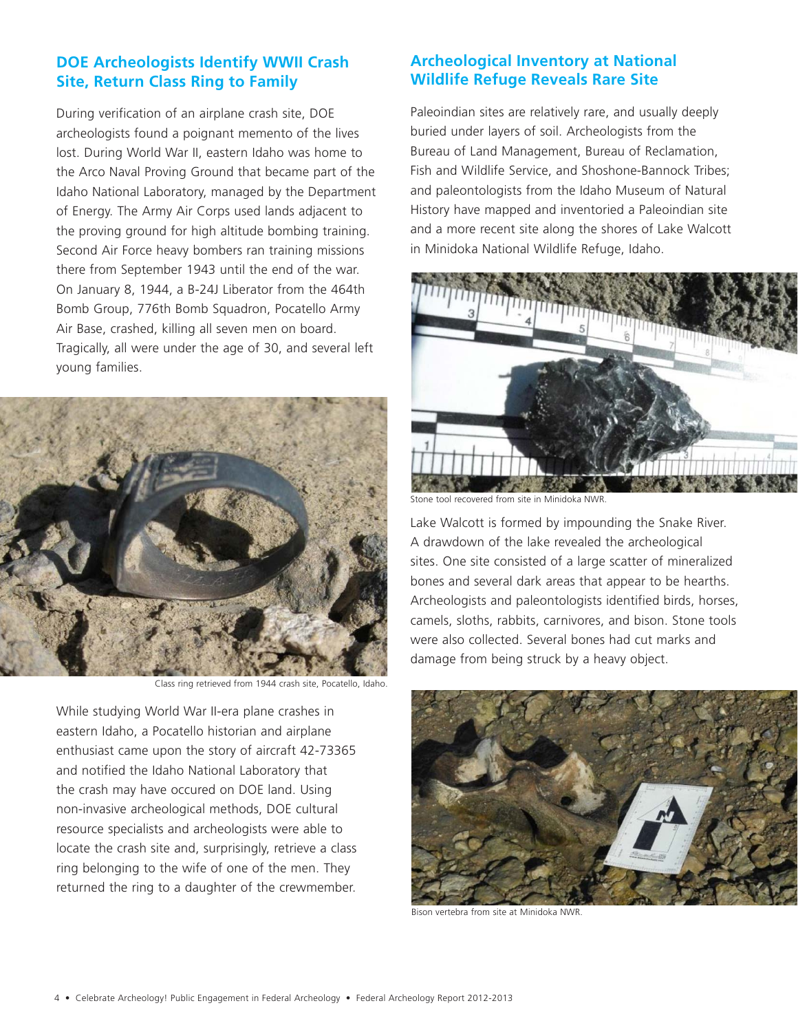## DOE Archeologists Identify WWII Crash Site, Return Class Ring to Family

During verification of an airplane crash site, DOE archeologists found a poignant memento of the lives lost. During World War II, eastern Idaho was home to the Arco Naval Proving Ground that became part of the Idaho National Laboratory, managed by the Department of Energy. The Army Air Corps used lands adjacent to the proving ground for high altitude bombing training. Second Air Force heavy bombers ran training missions there from September 1943 until the end of the war. On January 8, 1944, a B-24J Liberator from the 464th Bomb Group, 776th Bomb Squadron, Pocatello Army Air Base, crashed, killing all seven men on board. Tragically, all were under the age of 30, and several left young families.

Class ring retrieved from 1944 crash site, Pocatello, Idaho.

While studying World War II-era plane crashes in eastern Idaho, a Pocatello historian and airplane enthusiast came upon the story of aircraft 42-73365 and notified the Idaho National Laboratory that the crash may have occured on DOE land. Using non-invasive archeological methods, DOE cultural resource specialists and archeologists were able to locate the crash site and, surprisingly, retrieve a class ring belonging to the wife of one of the men. They returned the ring to a daughter of the crewmember.

## Archeological Inventory at National Wildlife Refuge Reveals Rare Site

Paleoindian sites are relatively rare, and usually deeply buried under layers of soil. Archeologists from the Bureau of Land Management, Bureau of Reclamation, Fish and Wildlife Service, and Shoshone-Bannock Tribes; and paleontologists from the Idaho Museum of Natural History have mapped and inventoried a Paleoindian site and a more recent site along the shores of Lake Walcott in Minidoka National Wildlife Refuge, Idaho.

Stone tool recovered from site in Minidoka NWR.

Lake Walcott is formed by impounding the Snake River. A drawdown of the lake revealed the archeological sites. One site consisted of a large scatter of mineralized bones and several dark areas that appear to be hearths. Archeologists and paleontologists identified birds, horses, camels, sloths, rabbits, carnivores, and bison. Stone tools were also collected. Several bones had cut marks and damage from being struck by a heavy object.

Bison vertebra from site at Minidoka NWR.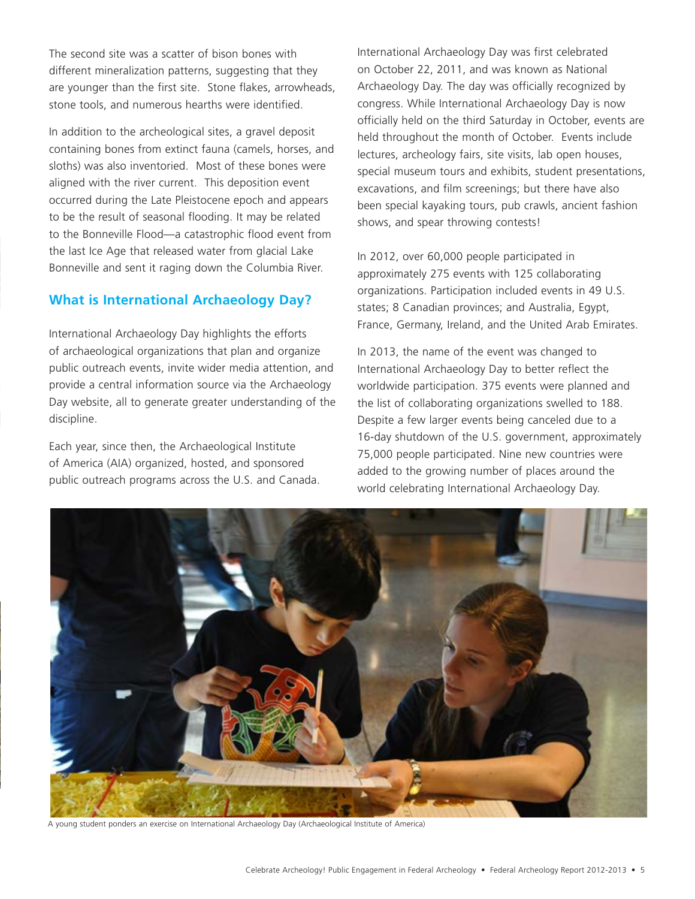The second site was a scatter of bison bones with different mineralization patterns, suggesting that they are younger than the first site. Stone flakes, arrowheads, stone tools, and numerous hearths were identified.

In addition to the archeological sites, a gravel deposit containing bones from extinct fauna (camels, horses, and sloths) was also inventoried. Most of these bones were aligned with the river current. This deposition event occurred during the Late Pleistocene epoch and appears to be the result of seasonal flooding. It may be related to the Bonneville Flood—a catastrophic flood event from the last Ice Age that released water from glacial Lake Bonneville and sent it raging down the Columbia River.

## What is International Archaeology Day?

International Archaeology Day highlights the efforts of archaeological organizations that plan and organize public outreach events, invite wider media attention, and provide a central information source via the Archaeology Day website, all to generate greater understanding of the discipline.

Each year, since then, the Archaeological Institute of America (AIA) organized, hosted, and sponsored public outreach programs across the U.S. and Canada. International Archaeology Day was first celebrated on October 22, 2011, and was known as National Archaeology Day. The day was officially recognized by congress. While International Archaeology Day is now officially held on the third Saturday in October, events are held throughout the month of October. Events include lectures, archeology fairs, site visits, lab open houses, special museum tours and exhibits, student presentations, excavations, and film screenings; but there have also been special kayaking tours, pub crawls, ancient fashion shows, and spear throwing contests!

In 2012, over 60,000 people participated in approximately 275 events with 125 collaborating organizations. Participation included events in 49 U.S. states; 8 Canadian provinces; and Australia, Egypt, France, Germany, Ireland, and the United Arab Emirates.

In 2013, the name of the event was changed to International Archaeology Day to better reflect the worldwide participation. 375 events were planned and the list of collaborating organizations swelled to 188. Despite a few larger events being canceled due to a 16-day shutdown of the U.S. government, approximately 75,000 people participated. Nine new countries were added to the growing number of places around the world celebrating International Archaeology Day.

A young student ponders an exercise on International Archaeology Day (Archaeological Institute of America)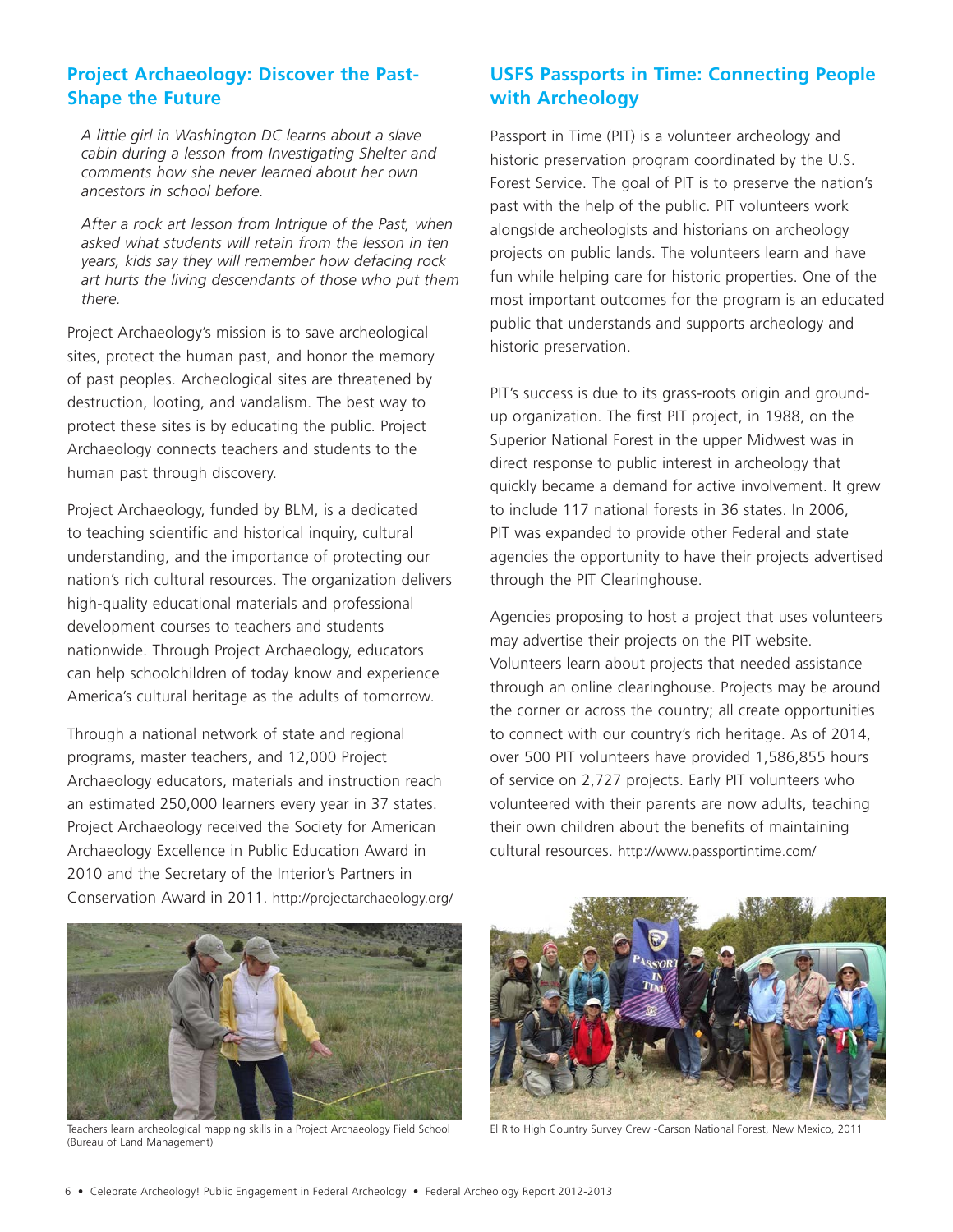## Project Archaeology: Discover the Past-Shape the Future

*A little girl in Washington DC learns about a slave cabin during a lesson from Investigating Shelter and comments how she never learned about her own ancestors in school before.*

*After a rock art lesson from Intrigue of the Past, when asked what students will retain from the lesson in ten years, kids say they will remember how defacing rock art hurts the living descendants of those who put them there.*

Project Archaeology's mission is to save archeological sites, protect the human past, and honor the memory of past peoples. Archeological sites are threatened by destruction, looting, and vandalism. The best way to protect these sites is by educating the public. Project Archaeology connects teachers and students to the human past through discovery.

Project Archaeology, funded by BLM, is a dedicated to teaching scientific and historical inquiry, cultural understanding, and the importance of protecting our nation's rich cultural resources. The organization delivers high-quality educational materials and professional development courses to teachers and students nationwide. Through Project Archaeology, educators can help schoolchildren of today know and experience America's cultural heritage as the adults of tomorrow.

Through a national network of state and regional programs, master teachers, and 12,000 Project Archaeology educators, materials and instruction reach an estimated 250,000 learners every year in 37 states. Project Archaeology received the Society for American Archaeology Excellence in Public Education Award in 2010 and the Secretary of the Interior's Partners in Conservation Award in 2011. http://projectarchaeology.org/

Teachers learn archeological mapping skills in a Project Archaeology Field School (Bureau of Land Management)

## USFS Passports in Time: Connecting People with Archeology

Passport in Time (PIT) is a volunteer archeology and historic preservation program coordinated by the U.S. Forest Service. The goal of PIT is to preserve the nation's past with the help of the public. PIT volunteers work alongside archeologists and historians on archeology projects on public lands. The volunteers learn and have fun while helping care for historic properties. One of the most important outcomes for the program is an educated public that understands and supports archeology and historic preservation.

PIT's success is due to its grass-roots origin and ground-up organization. The first PIT project, in 1988, on the Superior National Forest in the upper Midwest was in direct response to public interest in archeology that quickly became a demand for active involvement. It grew to include 117 national forests in 36 states. In 2006, PIT was expanded to provide other Federal and state agencies the opportunity to have their projects advertised through the PIT Clearinghouse.

Agencies proposing to host a project that uses volunteers may advertise their projects on the PIT website. Volunteers learn about projects that needed assistance through an online clearinghouse. Projects may be around the corner or across the country; all create opportunities to connect with our country's rich heritage. As of 2014, over 500 PIT volunteers have provided 1,586,855 hours of service on 2,727 projects. Early PIT volunteers who volunteered with their parents are now adults, teaching their own children about the benefits of maintaining cultural resources. http://www.passportintime.com/

El Rito High Country Survey Crew -Carson National Forest, New Mexico, 2011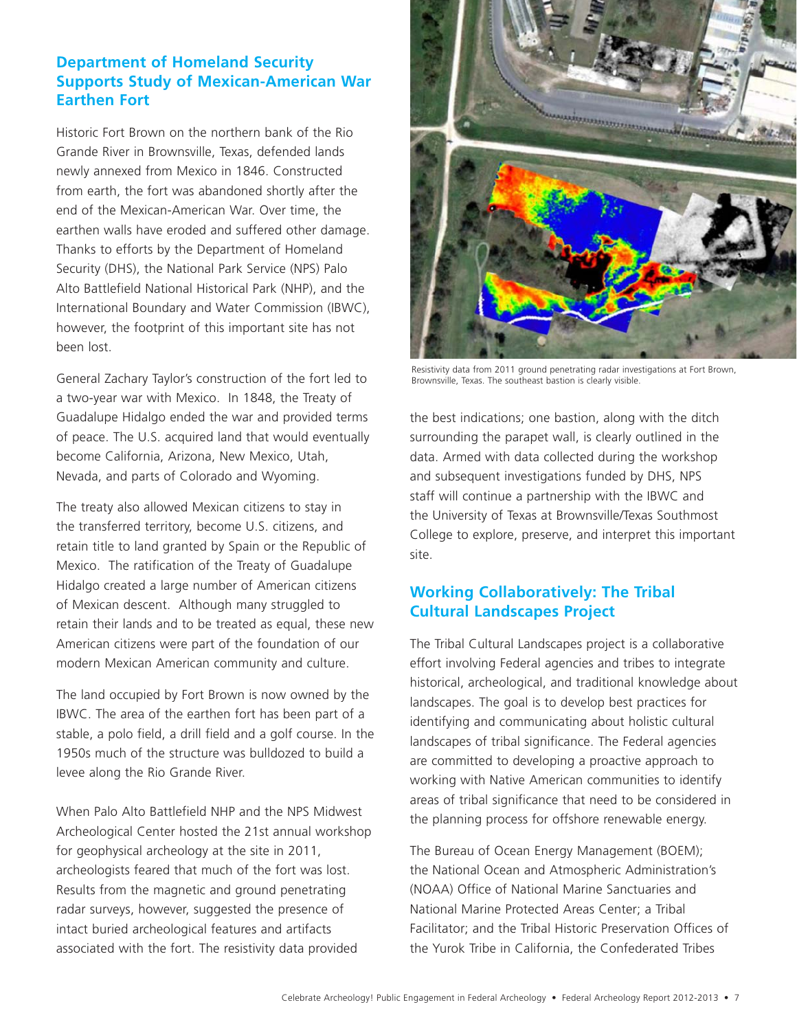## Department of Homeland Security Supports Study of Mexican-American War Earthen Fort

Historic Fort Brown on the northern bank of the Rio Grande River in Brownsville, Texas, defended lands newly annexed from Mexico in 1846. Constructed from earth, the fort was abandoned shortly after the end of the Mexican-American War. Over time, the earthen walls have eroded and suffered other damage. Thanks to efforts by the Department of Homeland Security (DHS), the National Park Service (NPS) Palo Alto Battlefield National Historical Park (NHP), and the International Boundary and Water Commission (IBWC), however, the footprint of this important site has not been lost.

General Zachary Taylor's construction of the fort led to a two-year war with Mexico. In 1848, the Treaty of Guadalupe Hidalgo ended the war and provided terms of peace. The U.S. acquired land that would eventually become California, Arizona, New Mexico, Utah, Nevada, and parts of Colorado and Wyoming.

The treaty also allowed Mexican citizens to stay in the transferred territory, become U.S. citizens, and retain title to land granted by Spain or the Republic of Mexico. The ratification of the Treaty of Guadalupe Hidalgo created a large number of American citizens of Mexican descent. Although many struggled to retain their lands and to be treated as equal, these new American citizens were part of the foundation of our modern Mexican American community and culture.

The land occupied by Fort Brown is now owned by the IBWC. The area of the earthen fort has been part of a stable, a polo field, a drill field and a golf course. In the 1950s much of the structure was bulldozed to build a levee along the Rio Grande River.

When Palo Alto Battlefield NHP and the NPS Midwest Archeological Center hosted the 21st annual workshop for geophysical archeology at the site in 2011, archeologists feared that much of the fort was lost. Results from the magnetic and ground penetrating radar surveys, however, suggested the presence of intact buried archeological features and artifacts associated with the fort. The resistivity data provided the best indications; one bastion, along with the ditch surrounding the parapet wall, is clearly outlined in the data. Armed with data collected during the workshop and subsequent investigations funded by DHS, NPS staff will continue a partnership with the IBWC and the University of Texas at Brownsville/Texas Southmost College to explore, preserve, and interpret this important site.

Resistivity data from 2011 ground penetrating radar investigations at Fort Brown, Brownsville, Texas. The southeast bastion is clearly visible.

## Working Collaboratively: The Tribal Cultural Landscapes Project

The Tribal Cultural Landscapes project is a collaborative effort involving Federal agencies and tribes to integrate historical, archeological, and traditional knowledge about landscapes. The goal is to develop best practices for identifying and communicating about holistic cultural landscapes of tribal significance. The Federal agencies are committed to developing a proactive approach to working with Native American communities to identify areas of tribal significance that need to be considered in the planning process for offshore renewable energy.

The Bureau of Ocean Energy Management (BOEM); the National Ocean and Atmospheric Administration's (NOAA) Office of National Marine Sanctuaries and National Marine Protected Areas Center; a Tribal Facilitator; and the Tribal Historic Preservation Offices of the Yurok Tribe in California, the Confederated Tribes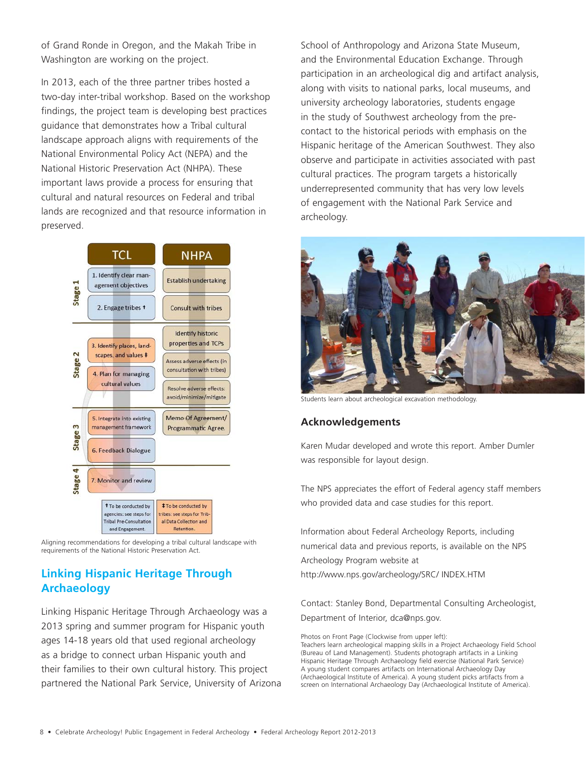of Grand Ronde in Oregon, and the Makah Tribe in Washington are working on the project.

In 2013, each of the three partner tribes hosted a two-day inter-tribal workshop. Based on the workshop findings, the project team is developing best practices guidance that demonstrates how a Tribal cultural landscape approach aligns with requirements of the National Environmental Policy Act (NEPA) and the National Historic Preservation Act (NHPA). These important laws provide a process for ensuring that cultural and natural resources on Federal and tribal lands are recognized and that resource information in preserved.

TCL
NHPA
Stage 1
1. Identify clear management objectives
Establish undertaking
2. Engage tribes †
Consult with tribes
Stage 2
Identify historic properties and TCPs
3. Identify places, landscapes, and values ‡
Assess adverse effects (in consultation with tribes)
4. Plan for managing cultural values
Resolve adverse effects: avoid/minimize/mitigate
Stage 3
5. Integrate into existing management framework
Memo Of Agreement/ Programmatic Agree.
6. Feedback Dialogue
Stage 4
7. Monitor and review
† To be conducted by agencies: see steps for Tribal Pre-Consultation and Engagement.
‡ To be conducted by tribes: see steps for Tribal Data Collection and Retention.

Aligning recommendations for developing a tribal cultural landscape with requirements of the National Historic Preservation Act.

## Linking Hispanic Heritage Through Archaeology

Linking Hispanic Heritage Through Archaeology was a 2013 spring and summer program for Hispanic youth ages 14-18 years old that used regional archeology as a bridge to connect urban Hispanic youth and their families to their own cultural history. This project partnered the National Park Service, University of Arizona School of Anthropology and Arizona State Museum, and the Environmental Education Exchange. Through participation in an archeological dig and artifact analysis, along with visits to national parks, local museums, and university archeology laboratories, students engage in the study of Southwest archeology from the pre-contact to the historical periods with emphasis on the Hispanic heritage of the American Southwest. They also observe and participate in activities associated with past cultural practices. The program targets a historically underrepresented community that has very low levels of engagement with the National Park Service and archeology.

Students learn about archeological excavation methodology.

## Acknowledgements

Karen Mudar developed and wrote this report. Amber Dumler was responsible for layout design.

The NPS appreciates the effort of Federal agency staff members who provided data and case studies for this report.

Information about Federal Archeology Reports, including numerical data and previous reports, is available on the NPS Archeology Program website at http://www.nps.gov/archeology/SRC/ INDEX.HTM

Contact: Stanley Bond, Departmental Consulting Archeologist, Department of Interior, dca@nps.gov.

Photos on Front Page (Clockwise from upper left):
Teachers learn archeological mapping skills in a Project Archaeology Field School (Bureau of Land Management). Students photograph artifacts in a Linking Hispanic Heritage Through Archaeology field exercise (National Park Service) A young student compares artifacts on International Archaeology Day (Archaeological Institute of America). A young student picks artifacts from a screen on International Archaeology Day (Archaeological Institute of America).